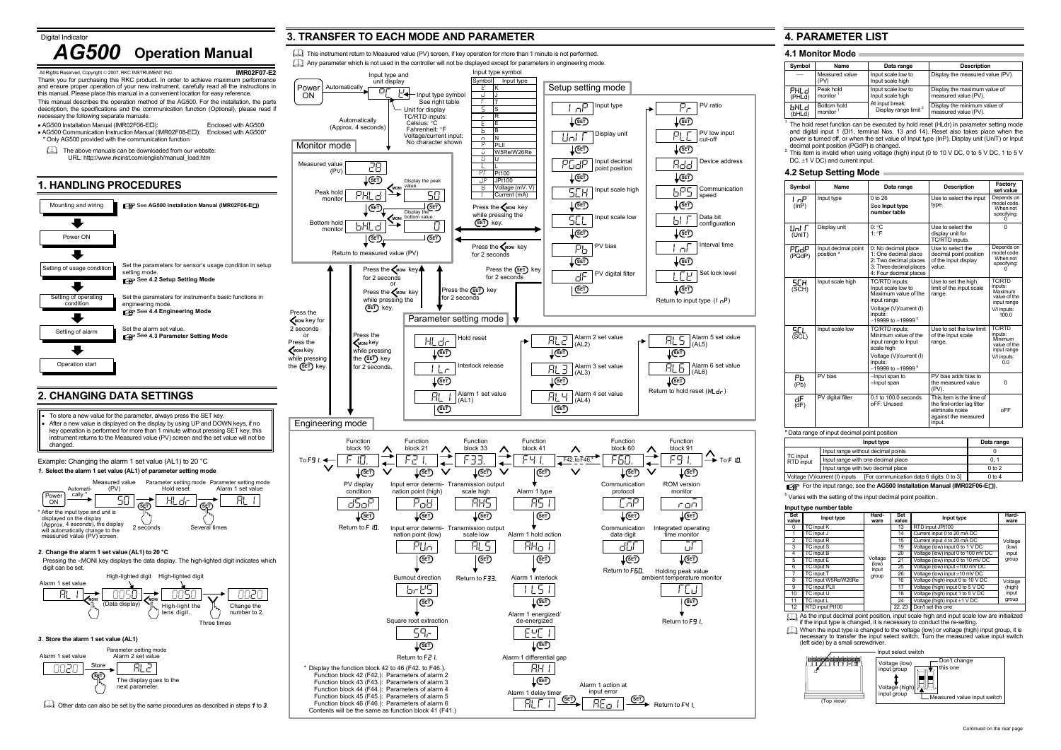Digital Indicator

# AG500 Operation Manual

All Rights Reserved, Copyright © 2007, RKC INSTRUMENT INC. **IMR02F07-E2**

Thank you for purchasing this RKC product. In order to achieve maximum performance and ensure proper operation of your new instrument, carefully read all the instructions in this manual. Please place this manual in a convenient location for easy reference.

This manual describes the operation method of the AG500. For the installation, the parts description, the specifications and the communication function (Optional), please read if necessary the following separate manuals.

- AG500 Installation Manual (IMR02F06-E□): Enclosed with AG500
- AG500 Communication Instruction Manual (IMR02F08-E□): Enclosed with AG500*
  - \* Only AG500 provided with the communication function

The above manuals can be downloaded from our website:
URL: http://www.rkcinst.com/english/manual_load.htm

## 1. HANDLING PROCEDURES

- Mounting and wiring — See **AG500 Installation Manual (IMR02F06-E□)**
- Power ON
- Setting of usage condition — Set the parameters for sensor's usage condition in setup setting mode. See **4.2 Setup Setting Mode**
- Setting of operating condition — Set the parameters for instrument's basic functions in engineering mode. See **4.4 Engineering Mode**
- Setting of alarm — Set the alarm set value. See **4.3 Parameter Setting Mode**
- Operation start

## 2. CHANGING DATA SETTINGS

- To store a new value for the parameter, always press the SET key.
- After a new value is displayed on the display by using UP and DOWN keys, if no key operation is performed for more than 1 minute without pressing SET key, this instrument returns to the Measured value (PV) screen and the set value will not be changed.

Example: Changing the alarm 1 set value (AL1) to 20 °C

***1.*** **Select the alarm 1 set value (AL1) of parameter setting mode**

Power ON → Automatically* → Measured value (PV) [50] → SET key 2 seconds → Parameter setting mode Hold reset [HLdr] → SET key several times → Parameter setting mode Alarm 1 set value [AL1]

\* After the input type and unit is displayed on the display (Approx. 4 seconds), the display will automatically change to the measured value (PV) screen.

***2.*** **Change the alarm 1 set value (AL1) to 20 °C**

Pressing the <MONI key displays the data display. The high-lighted digit indicates which digit can be set.

Alarm 1 set value [AL1] → <MONI → (Data display) [0050] (High-lighted digit) → <MONI → High-light the tens digit [0050] → Change the number to 2. (Three times) [0020]

***3.*** **Store the alarm 1 set value (AL1)**

Alarm 1 set value [0020] → Store (SET) → Parameter setting mode Alarm 2 set value [AL2]. The display goes to the next parameter.

Other data can also be set by the same procedures as described in steps ***1*** to ***3***.

## 3. TRANSFER TO EACH MODE AND PARAMETER

This instrument return to Measured value (PV) screen, if key operation for more than 1 minute is not performed.

Any parameter which is not used in the controller will not be displayed except for parameters in engineering mode.

**Power ON** → Automatically → Input type and unit display [°C K]: Input type symbol (See right table); Unit for display (TC/RTD inputs: Celsius: °C, Fahrenheit: °F; Voltage/current input: No character shown) → Automatically (Approx. 4 seconds) → Monitor mode

Input type symbol

| Symbol | Input type |
|---|---|
| K | K |
| J | J |
| T | T |
| S | S |
| R | R |
| E | E |
| b | B |
| n | N |
| P | PLII |
| W | W5Re/W26Re |
| U | U |
| L | L |
| Pt | Pt100 |
| JP | JPt100 |
| V | Voltage (mV, V) |
| I | Current (mA) |

**Monitor mode**

- Measured value (PV) [28] → SET
- Peak hold monitor [PHLd] (<MONI: Display the peak value [50]) → SET
- Bottom hold monitor [bHLd] (<MONI: Display the bottom value [0]) → SET
- Return to measured value (PV)

Press the <MONI key while pressing the SET key → Setup setting mode. Press the <MONI key for 2 seconds → Parameter setting mode (from setup setting mode). Press the <MONI key for 2 seconds or Press the <MONI key while pressing the SET key → Monitor mode. Press the SET key for 2 seconds → Parameter setting mode. Press the SET key for 2 seconds (from parameter setting mode). Press the <MONI key for 2 seconds or Press the <MONI key while pressing the SET key → Monitor mode (from engineering mode). Press the <MONI key while pressing the SET key for 2 seconds → Engineering mode.

**Setup setting mode**

- [InP] Input type → SET
- [UnIT] Display unit → SET
- [PGdP] Input decimal point position → SET
- [SCH] Input scale high → SET
- [SCL] Input scale low → SET
- [Pb] PV bias → SET
- [dF] PV digital filter → SET
- [Pr] PV ratio → SET
- [PLC] PV low input cut-off → SET
- [Add] Device address → SET
- [bPS] Communication speed → SET
- [bIT] Data bit configuration → SET
- [InT] Interval time → SET
- [LCK] Set lock level → SET
- Return to input type (InP)

**Parameter setting mode**

- [HLdr] Hold reset → SET
- [ILr] Interlock release → SET
- [AL1] Alarm 1 set value (AL1) → SET
- [AL2] Alarm 2 set value (AL2) → SET
- [AL3] Alarm 3 set value (AL3) → SET
- [AL4] Alarm 4 set value (AL4) → SET
- [AL5] Alarm 5 set value (AL5) → SET
- [AL6] Alarm 6 set value (AL6) → SET
- Return to hold reset (HLdr)

**Engineering mode**

Function block order: To F91. ← F10. ⇄ F21. ⇄ F33. ⇄ F41. ⇄ (F42. to F46.*) ⇄ F60. ⇄ F91. → To F10.

- Function block 10 [F10.] → SET → PV display condition [dSoP] → SET → Return to F10.
- Function block 21 [F21.] → SET → Input error determination point (high) [PoV] → SET → Input error determination point (low) [PUn] → SET → Burnout direction [brUS] → SET → Square root extraction [SQr] → SET → Return to F21.
- Function block 33 [F33.] → SET → Transmission output scale high [AHS] → SET → Transmission output scale low [ALS] → SET → Return to F33.
- Function block 41 [F41.] → SET → Alarm 1 type [AS1] → SET → Alarm 1 hold action [AHo1] → SET → Alarm 1 interlock [ILS1] → SET → Alarm 1 energized/de-energized [EXC1] → SET → Alarm 1 differential gap [AH1] → SET → Alarm 1 delay timer [ALT1] → SET → Alarm 1 action at input error [AEo1] → SET → Return to F41.
- Function block 60 [F60.] → SET → Communication protocol [CMP] → SET → Communication data digit [dGT] → SET → Return to F60.
- Function block 91 [F91.] → SET → ROM version monitor [roM] → SET → Integrated operating time monitor [WT] → SET → Holding peak value ambient temperature monitor [TCJ] → SET → Return to F91.

\* Display the function block 42 to 46 (F42. to F46.).
Function block 42 (F42.): Parameters of alarm 2
Function block 43 (F43.): Parameters of alarm 3
Function block 44 (F44.): Parameters of alarm 4
Function block 45 (F45.): Parameters of alarm 5
Function block 46 (F46.): Parameters of alarm 6
Contents will be the same as function block 41 (F41.)

## 4. PARAMETER LIST

### 4.1 Monitor Mode

| Symbol | Name | Data range | Description |
|---|---|---|---|
| — | Measured value (PV) | Input scale low to Input scale high | Display the measured value (PV). |
| PHLd (PHLd) | Peak hold monitor [1] | Input scale low to Input scale high | Display the maximum value of measured value (PV). |
| bHLd (bHLd) | Bottom hold monitor [1] | At input break: Display range limit [2] | Display the minimum value of measured value (PV). |

[1] The hold reset function can be executed by hold reset (HLdr) in parameter setting mode and digital input 1 (DI1, terminal Nos. 13 and 14). Reset also takes place when the power is turned off, or when the set value of Input type (InP), Display unit (UnIT) or Input decimal point position (PGdP) is changed.

[2] This item is invalid when using voltage (high) input (0 to 10 V DC, 0 to 5 V DC, 1 to 5 V DC, ±1 V DC) and current input.

### 4.2 Setup Setting Mode

| Symbol | Name | Data range | Description | Factory set value |
|---|---|---|---|---|
| InP (InP) | Input type | 0 to 26 See **Input type number table** | Use to select the input type. | Depends on model code. When not specifying: 0 |
| UnIT (UnIT) | Display unit | 0: °C 1: °F | Use to select the display unit for TC/RTD inputs. | 0 |
| PGdP (PGdP) | Input decimal point position [a] | 0: No decimal place 1: One decimal place 2: Two decimal places 3: Three decimal places 4: Four decimal places | Use to select the decimal point position of the input display value. | Depends on model code. When not specifying: 0 |
| SCH (SCH) | Input scale high | TC/RTD inputs: Input scale low to Maximum value of the input range Voltage (V)/current (I) inputs: −19999 to +19999 [b] | Use to set the high limit of the input scale range. | TC/RTD inputs: Maximum value of the input range V/I inputs: 100.0 |
| SCL (SCL) | Input scale low | TC/RTD inputs: Minimum value of the input range to Input scale high Voltage (V)/current (I) inputs: −19999 to +19999 [b] | Use to set the low limit of the input scale range. | TC/RTD inputs: Minimum value of the input range V/I inputs: 0.0 |
| Pb (Pb) | PV bias | −Input span to +Input span | PV bias adds bias to the measured value (PV). | 0 |
| dF (dF) | PV digital filter | 0.1 to 100.0 seconds oFF: Unused | This item is the time of the first-order lag filter eliminate noise against the measured input. | oFF |

[a] Data range of input decimal point position

| Input type | | Data range |
|---|---|---|
| TC input RTD input | Input range without decimal points | 0 |
| | Input range with one decimal place | 0, 1 |
| | Input range with two decimal place | 0 to 2 |
| Voltage (V)/current (I) inputs [For communication data 6 digits: 0 to 3] | | 0 to 4 |

For the input range, see the **AG500 Installation Manual (IMR02F06-E□)**.

[b] Varies with the setting of the input decimal point position.

**Input type number table**

| Set value | Input type | Hardware | Set value | Input type | Hardware |
|---|---|---|---|---|---|
| 0 | TC input K | Voltage (low) input group | 13 | RTD input JPt100 | Voltage (low) input group |
| 1 | TC input J | | 14 | Current input 0 to 20 mA DC | |
| 2 | TC input R | | 15 | Current input 4 to 20 mA DC | |
| 3 | TC input S | | 19 | Voltage (low) input 0 to 1 V DC | |
| 4 | TC input B | | 20 | Voltage (low) input 0 to 100 mV DC | |
| 5 | TC input E | | 21 | Voltage (low) input 0 to 10 mV DC | |
| 6 | TC input N | | 25 | Voltage (low) input ±100 mV DC | |
| 7 | TC input T | | 26 | Voltage (low) input ±10 mV DC | |
| 8 | TC input W5Re/W26Re | | 16 | Voltage (high) input 0 to 10 V DC | Voltage (high) input group |
| 9 | TC input PLII | | 17 | Voltage (high) input 0 to 5 V DC | |
| 10 | TC input U | | 18 | Voltage (high) input 1 to 5 V DC | |
| 11 | TC input L | | 24 | Voltage (high) input ±1 V DC | |
| 12 | RTD input Pt100 | | 22, 23 | Don't set this one | |

As the input decimal point position, input scale high and input scale low are initialized if the input type is changed, it is necessary to conduct the re-setting.

When the input type is changed to the voltage (low) or voltage (high) input group, it is necessary to transfer the input select switch. Turn the measured value input switch (left side) by a small screwdriver.

Input select switch: Voltage (low) input group ↕ Voltage (high) input group — Don't change this one — Measured value input switch (Top view)

Continued on the rear page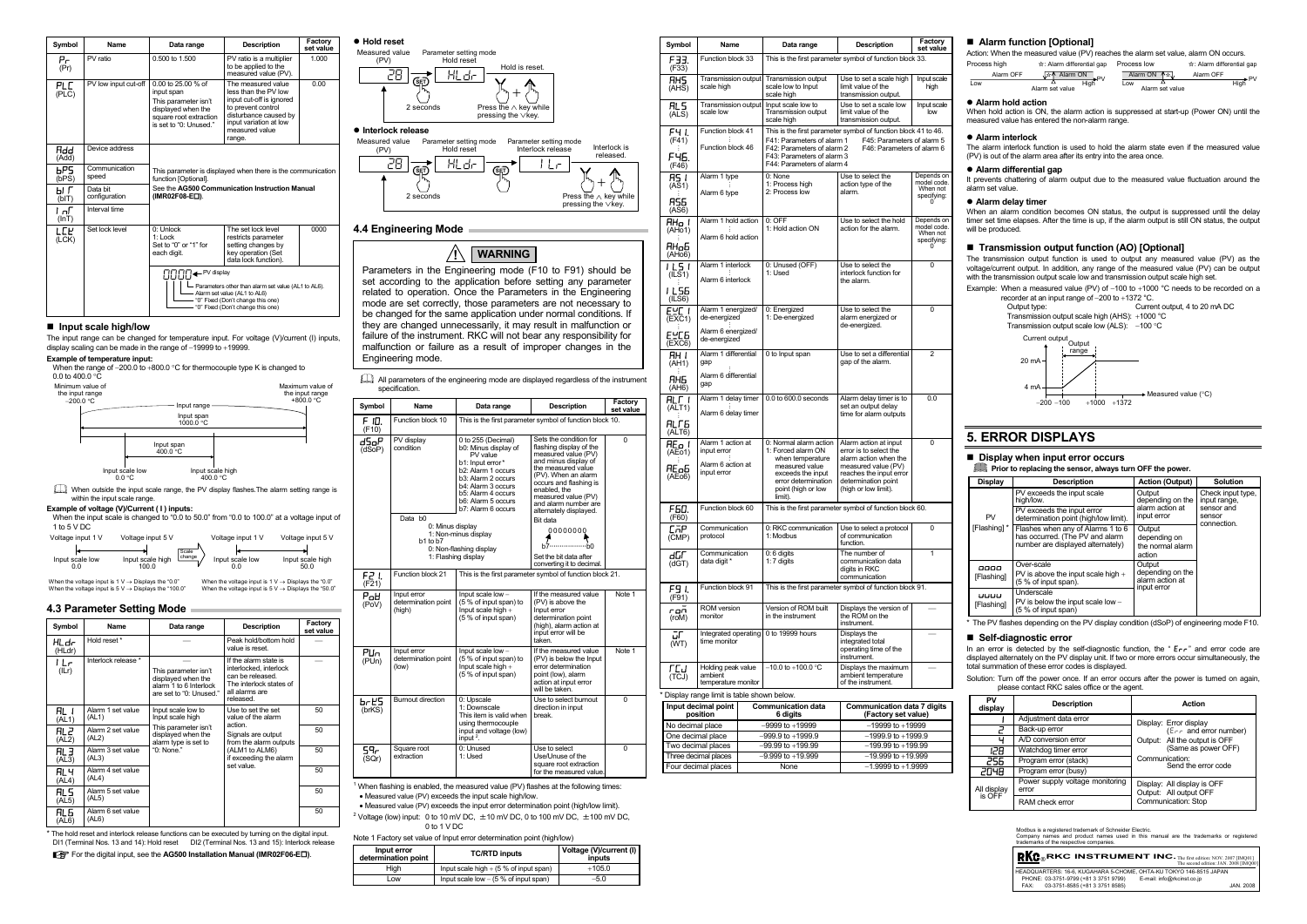| Symbol | Name | Data range | Description | Factory set value |
|---|---|---|---|---|
| Pr (Pr) | PV ratio | 0.500 to 1.500 | PV ratio is a multiplier to be applied to the measured value (PV). | 1.000 |
| PLC (PLC) | PV low input cut-off | 0.00 to 25.00 % of input span. This parameter isn't displayed when the square root extraction is set to "0: Unused." | The measured value less than the PV low input cut-off is ignored to prevent control disturbance caused by input variation at low measured value range. | 0.00 |
| Add (Add) | Device address | This parameter is displayed when there is the communication function [Optional]. See the **AG500 Communication Instruction Manual (IMR02F08-E□)**. | | |
| bPS (bPS) | Communication speed | | | |
| bIT (bIT) | Data bit configuration | | | |
| InT (InT) | Interval time | | | |
| LCK (LCK) | Set lock level | 0: Unlock 1: Lock Set to "0" or "1" for each digit. | The set lock level restricts parameter setting changes by key operation (Set data lock function). | 0000 |

0000 ← PV display
- Parameters other than alarm set value (AL1 to AL6).
- Alarm set value (AL1 to AL6)
- "0" Fixed (Don't change this one)
- "0" Fixed (Don't change this one)

## ■ Input scale high/low

The input range can be changed for temperature input. For voltage (V)/current (I) inputs, display scaling can be made in the range of −19999 to +19999.

**Example of temperature input:**

When the range of −200.0 to +800.0 °C for thermocouple type K is changed to 0.0 to 400.0 °C

Minimum value of the input range −200.0 °C
Maximum value of the input range +800.0 °C
Input range
Input span 1000.0 °C
Input span 400.0 °C
Input scale low 0.0 °C
Input scale high 400.0 °C

When outside the input scale range, the PV display flashes.The alarm setting range is within the input scale range.

**Example of voltage (V)/Current ( I ) inputs:**

When the input scale is changed to "0.0 to 50.0" from "0.0 to 100.0" at a voltage input of 1 to 5 V DC

Voltage input 1 V
Voltage input 5 V
Input scale low 0.0
Input scale high 100.0
Scale change
Voltage input 1 V
Voltage input 5 V
Input scale low 0.0
Input scale high 50.0

When the voltage input is 1 V → Displays the "0.0"
When the voltage input is 5 V → Displays the "100.0"
When the voltage input is 1 V → Displays the "0.0"
When the voltage input is 5 V → Displays the "50.0"

## 4.3 Parameter Setting Mode

| Symbol | Name | Data range | Description | Factory set value |
|---|---|---|---|---|
| HLdr (HLdr) | Hold reset * | — | Peak hold/bottom hold value is reset. | — |
| ILr (ILr) | Interlock release * | — This parameter isn't displayed when the alarm 1 to 6 Interlock are set to "0: Unused." | If the alarm state is interlocked, interlock can be released. The interlock states of all alarms are released. | — |
| AL1 (AL1) | Alarm 1 set value (AL1) | Input scale low to Input scale high. This parameter isn't displayed when the alarm type is set to "0: None." | Use to set the set value of the alarm action. Signals are output from the alarm outputs (ALM1 to ALM6) if exceeding the alarm set value. | 50 |
| AL2 (AL2) | Alarm 2 set value (AL2) | | | 50 |
| AL3 (AL3) | Alarm 3 set value (AL3) | | | 50 |
| AL4 (AL4) | Alarm 4 set value (AL4) | | | 50 |
| AL5 (AL5) | Alarm 5 set value (AL5) | | | 50 |
| AL6 (AL6) | Alarm 6 set value (AL6) | | | 50 |

\* The hold reset and interlock release functions can be executed by turning on the digital input.
DI1 (Terminal Nos. 13 and 14): Hold reset DI2 (Terminal Nos. 13 and 15): Interlock release

For the digital input, see the **AG500 Installation Manual (IMR02F06-E□)**.

● **Hold reset**

Measured value (PV) → Parameter setting mode Hold reset → Hold is reset.
2 seconds
Press the ∧ key while pressing the ∨key.

● **Interlock release**

Measured value (PV) → Parameter setting mode Hold reset → Parameter setting mode Interlock release → Interlock is released.
2 seconds
Press the ∧ key while pressing the ∨key.

## 4.4 Engineering Mode

**WARNING**

Parameters in the Engineering mode (F10 to F91) should be set according to the application before setting any parameter related to operation. Once the Parameters in the Engineering mode are set correctly, those parameters are not necessary to be changed for the same application under normal conditions. If they are changed unnecessarily, it may result in malfunction or failure of the instrument. RKC will not bear any responsibility for malfunction or failure as a result of improper changes in the Engineering mode.

All parameters of the engineering mode are displayed regardless of the instrument specification.

| Symbol | Name | Data range | Description | Factory set value |
|---|---|---|---|---|
| F10. (F10) | Function block 10 | This is the first parameter symbol of function block 10. | | |
| dSoP (dSoP) | PV display condition | 0 to 255 (Decimal) b0: Minus display of PV value b1: Input error * b2: Alarm 1 occurs b3: Alarm 2 occurs b4: Alarm 3 occurs b5: Alarm 4 occurs b6: Alarm 5 occurs b7: Alarm 6 occurs. Data b0 0: Minus display 1: Non-minus display. b1 to b7 0: Non-flashing display 1: Flashing display | Sets the condition for flashing display of the measured value (PV) and minus display of the measured value (PV). When an alarm occurs and flashing is enabled, the measured value (PV) and alarm number are alternately displayed. Bit data 00000000 b7 … b0. Set the bit data after converting it to decimal. | 0 |
| F21. (F21) | Function block 21 | This is the first parameter symbol of function block 21. | | |
| PoV (PoV) | Input error determination point (high) | Input scale low − (5 % of input span) to Input scale high + (5 % of input span) | If the measured value (PV) is above the Input error determination point (high), alarm action at input error will be taken. | Note 1 |
| PUn (PUn) | Input error determination point (low) | Input scale low − (5 % of input span) to Input scale high + (5 % of input span) | If the measured value (PV) is below the Input error determination point (low), alarm action at input error will be taken. | Note 1 |
| brKS (brKS) | Burnout direction | 0: Upscale 1: Downscale. This item is valid when using thermocouple input and voltage (low) input [2]. | Use to select burnout direction in input break. | 0 |
| SQr (SQr) | Square root extraction | 0: Unused 1: Used | Use to select Use/Unuse of the square root extraction for the measured value. | 0 |

[1] When flashing is enabled, the measured value (PV) flashes at the following times:
- Measured value (PV) exceeds the input scale high/low.
- Measured value (PV) exceeds the input error determination point (high/low limit).

[2] Voltage (low) input: 0 to 10 mV DC, ±10 mV DC, 0 to 100 mV DC, ±100 mV DC, 0 to 1 V DC

Note 1 Factory set value of Input error determination point (high/low)

| Input error determination point | TC/RTD inputs | Voltage (V)/current (I) inputs |
|---|---|---|
| High | Input scale high + (5 % of input span) | +105.0 |
| Low | Input scale low − (5 % of input span) | −5.0 |

| Symbol | Name | Data range | Description | Factory set value |
|---|---|---|---|---|
| F33. (F33) | Function block 33 | This is the first parameter symbol of function block 33. | | |
| AHS (AHS) | Transmission output scale high | Transmission output scale low to Input scale high | Use to set a scale high limit value of the transmission output. | Input scale high |
| ALS (ALS) | Transmission output scale low | Input scale low to Transmission output scale high | Use to set a scale low limit value of the transmission output. | Input scale low |
| F41. (F41) : F46. (F46) | Function block 41 : Function block 46 | This is the first parameter symbol of function block 41 to 46. F41: Parameters of alarm 1 F42: Parameters of alarm 2 F43: Parameters of alarm 3 F44: Parameters of alarm 4 F45: Parameters of alarm 5 F46: Parameters of alarm 6 | | |
| AS1 (AS1) : AS6 (AS6) | Alarm 1 type : Alarm 6 type | 0: None 1: Process high 2: Process low | Use to select the action type of the alarm. | Depends on model code. When not specifying: 0 |
| AHo1 (AHo1) : AHo6 (AHo6) | Alarm 1 hold action : Alarm 6 hold action | 0: OFF 1: Hold action ON | Use to select the hold action for the alarm. | Depends on model code. When not specifying: 0 |
| ILS1 (ILS1) : ILS6 (ILS6) | Alarm 1 interlock : Alarm 6 interlock | 0: Unused (OFF) 1: Used | Use to select the interlock function for the alarm. | 0 |
| EXC1 (EXC1) : EXC6 (EXC6) | Alarm 1 energized/de-energized : Alarm 6 energized/de-energized | 0: Energized 1: De-energized | Use to select the alarm energized or de-energized. | 0 |
| AH1 (AH1) : AH6 (AH6) | Alarm 1 differential gap : Alarm 6 differential gap | 0 to Input span | Use to set a differential gap of the alarm. | 2 |
| ALT1 (ALT1) : ALT6 (ALT6) | Alarm 1 delay timer : Alarm 6 delay timer | 0.0 to 600.0 seconds | Alarm delay timer is to set an output delay time for alarm outputs | 0.0 |
| AEo1 (AEo1) : AEo6 (AEo6) | Alarm 1 action at input error : Alarm 6 action at input error | 0: Normal alarm action 1: Forced alarm ON when temperature measured value exceeds the input error determination point (high or low limit). | Alarm action at input error is to select the alarm action when the measured value (PV) reaches the input error determination point (high or low limit). | 0 |
| F60. (F60) | Function block 60 | This is the first parameter symbol of function block 60. | | |
| CMP (CMP) | Communication protocol | 0: RKC communication 1: Modbus | Use to select a protocol of communication function. | 0 |
| dGT (dGT) | Communication data digit * | 0: 6 digits 1: 7 digits | The number of communication data digits in RKC communication | 1 |
| F91. (F91) | Function block 91 | This is the first parameter symbol of function block 91. | | |
| roM (roM) | ROM version monitor | Version of ROM built in the instrument | Displays the version of the ROM on the instrument. | — |
| WT (WT) | Integrated operating time monitor | 0 to 19999 hours | Displays the integrated total operating time of the instrument. | — |
| TCJ (TCJ) | Holding peak value ambient temperature monitor | −10.0 to +100.0 °C | Displays the maximum ambient temperature of the instrument. | — |

\* Display range limit is table shown below.

| Input decimal point position | Communication data 6 digits | Communication data 7 digits (Factory set value) |
|---|---|---|
| No decimal place | −9999 to +19999 | −19999 to +19999 |
| One decimal place | −999.9 to +1999.9 | −1999.9 to +1999.9 |
| Two decimal places | −99.99 to +199.99 | −199.99 to +199.99 |
| Three decimal places | −9.999 to +19.999 | −19.999 to +19.999 |
| Four decimal places | None | −1.9999 to +1.9999 |

## ■ Alarm function [Optional]

Action: When the measured value (PV) reaches the alarm set value, alarm ON occurs.

Process high: Alarm OFF / Alarm ON; ☆: Alarm differential gap; Low — Alarm set value — High PV
Process low: Alarm ON / Alarm OFF; ☆: Alarm differential gap; Low — Alarm set value — High PV

● **Alarm hold action**

When hold action is ON, the alarm action is suppressed at start-up (Power ON) until the measured value has entered the non-alarm range.

● **Alarm interlock**

The alarm interlock function is used to hold the alarm state even if the measured value (PV) is out of the alarm area after its entry into the area once.

● **Alarm differential gap**

It prevents chattering of alarm output due to the measured value fluctuation around the alarm set value.

● **Alarm delay timer**

When an alarm condition becomes ON status, the output is suppressed until the delay timer set time elapses. After the time is up, if the alarm output is still ON status, the output will be produced.

## ■ Transmission output function (AO) [Optional]

The transmission output function is used to output any measured value (PV) as the voltage/current output. In addition, any range of the measured value (PV) can be output with the transmission output scale low and transmission output scale high set.

Example: When a measured value (PV) of −100 to +1000 °C needs to be recorded on a recorder at an input range of −200 to +1372 °C.
Output type: Current output, 4 to 20 mA DC
Transmission output scale high (AHS): +1000 °C
Transmission output scale low (ALS): −100 °C

Current output
Output range
20 mA
4 mA
−200 −100 +1000 +1372
Measured value (°C)

# 5. ERROR DISPLAYS

## ■ Display when input error occurs

**Prior to replacing the sensor, always turn OFF the power.**

| Display | Description | Action (Output) | Solution |
|---|---|---|---|
| PV [Flashing] * | PV exceeds the input scale high/low. | Output depending on the alarm action at input error | Check input type, input range, sensor and sensor connection. |
| | PV exceeds the input error determination point (high/low limit). | | |
| | Flashes when any of Alarms 1 to 6 occurred. (The PV and alarm number are displayed alternately) | Output depending on the normal alarm action | |
| oooo [Flashing] | Over-scale PV is above the input scale high + (5 % of input span). | Output depending on the alarm action at input error | |
| uuuu [Flashing] | Underscale PV is below the input scale low − (5 % of input span). | | |

\* The PV flashes depending on the PV display condition (dSoP) of engineering mode F10.

## ■ Self-diagnostic error

In an error is detected by the self-diagnostic function, the "Err" and error code are displayed alternately on the PV display unit. If two or more errors occur simultaneously, the total summation of these error codes is displayed.

Solution: Turn off the power once. If an error occurs after the power is turned on again, please contact RKC sales office or the agent.

| PV display | Description | Action |
|---|---|---|
| 1 | Adjustment data error | Display: Error display (Err and error number) Output: All the output is OFF (Same as power OFF) Communication: Send the error code |
| 2 | Back-up error | |
| 4 | A/D conversion error | |
| 128 | Watchdog timer error | |
| 256 | Program error (stack) | |
| 2048 | Program error (busy) | |
| All display is OFF | Power supply voltage monitoring error | Display: All display is OFF Output: All output OFF Communication: Stop |
| | RAM check error | |

Modbus is a registered trademark of Schneider Electric.
Company names and product names used in this manual are the trademarks or registered trademarks of the respective companies.

**RKC INSTRUMENT INC.** The first edition: NOV. 2007 [IMQ00] The second edition: JAN. 2008 [IMQ00]

HEADQUARTERS: 16-6, KUGAHARA 5-CHOME, OHTA-KU TOKYO 146-8515 JAPAN
PHONE: 03-3751-9799 (+81 3 3751 9799) E-mail: info@rkcinst.co.jp
FAX: 03-3751-8585 (+81 3 3751 8585) JAN. 2008